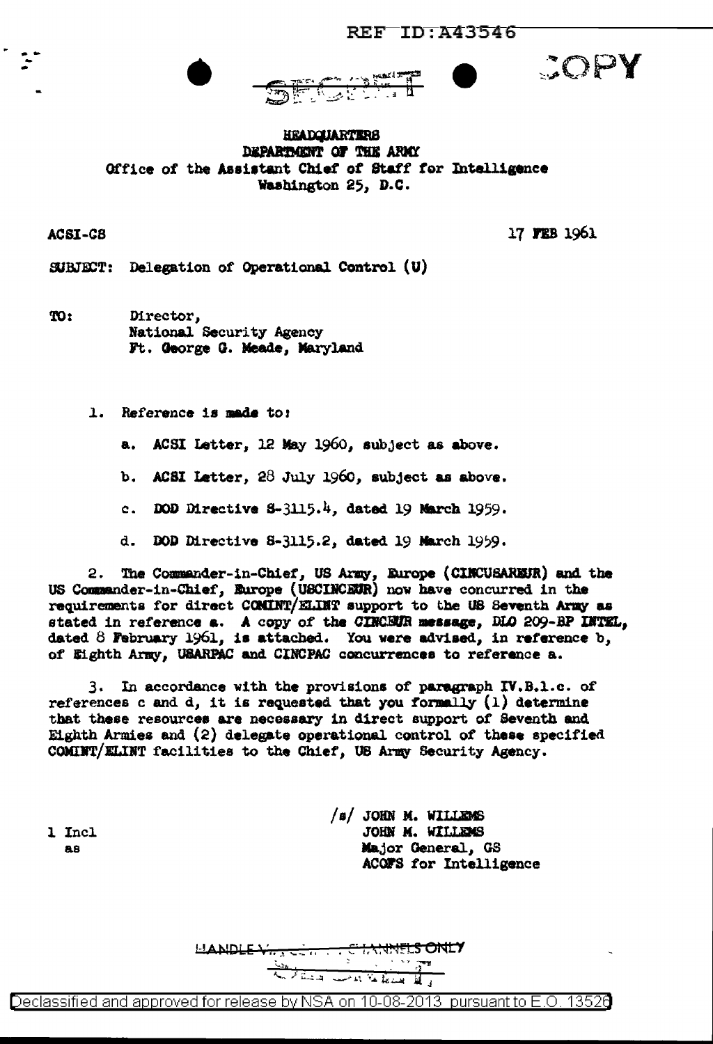REF ID:A43546

SECRET

COPY

**HEADQUARTERS**
**DEPARTMENT OF THE ARMY**
Office of the Assistant Chief of Staff for Intelligence
Washington 25, D.C.

ACSI-CS

17 FEB 1961

SUBJECT: Delegation of Operational Control (U)

TO: Director,
National Security Agency
Ft. George G. Meade, Maryland

1. Reference is made to:

   a. ACSI Letter, 12 May 1960, subject as above.

   b. ACSI Letter, 28 July 1960, subject as above.

   c. DOD Directive S-3115.4, dated 19 March 1959.

   d. DOD Directive S-3115.2, dated 19 March 1959.

2. The Commander-in-Chief, US Army, Europe (CINCUSAREUR) and the US Commander-in-Chief, Europe (USCINCEUR) now have concurred in the requirements for direct COMINT/ELINT support to the US Seventh Army as stated in reference a. A copy of the CINCEUR message, DLO 209-BP INTEL, dated 8 February 1961, is attached. You were advised, in reference b, of Eighth Army, USARPAC and CINCPAC concurrences to reference a.

3. In accordance with the provisions of paragraph IV.B.1.c. of references c and d, it is requested that you formally (1) determine that these resources are necessary in direct support of Seventh and Eighth Armies and (2) delegate operational control of these specified COMINT/ELINT facilities to the Chief, US Army Security Agency.

1 Incl
as

/s/ JOHN M. WILLEMS
JOHN M. WILLEMS
Major General, GS
ACOFS for Intelligence

HANDLE VIA COMINT CHANNELS ONLY

Declassified and approved for release by NSA on 10-08-2013 pursuant to E.O. 13526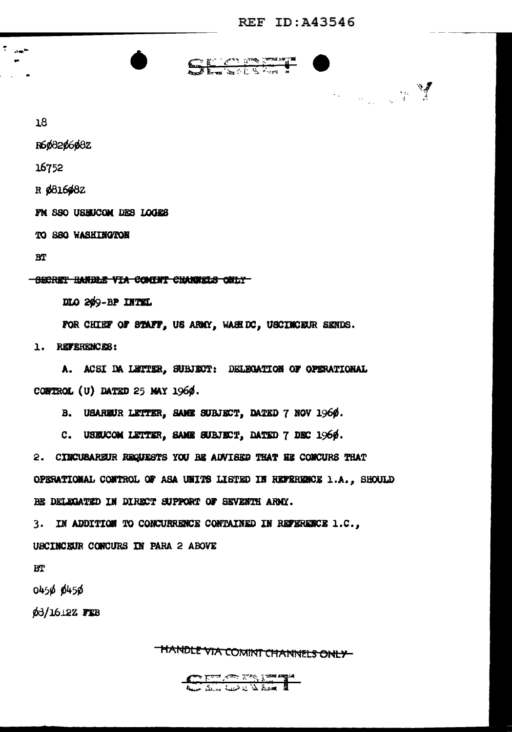REF ID:A43546

SECRET

18

R6Ø82Ø6Ø8Z

16752

R Ø816Ø8Z

FM SSO USEUCOM DES LOGES

TO SSO WASHINGTON

BT

~~SECRET HANDLE VIA COMINT CHANNELS ONLY~~

DLO 2Ø9-BP INTEL

FOR CHIEF OF STAFF, US ARMY, WASH DC, USCINCEUR SENDS.

1. REFERENCES:

A. ACSI DA LETTER, SUBJECT: DELEGATION OF OPERATIONAL CONTROL (U) DATED 25 MAY 196Ø.

B. USAREUR LETTER, SAME SUBJECT, DATED 7 NOV 196Ø.

C. USEUCOM LETTER, SAME SUBJECT, DATED 7 DEC 196Ø.

2. CINCUSAREUR REQUESTS YOU BE ADVISED THAT HE CONCURS THAT OPERATIONAL CONTROL OF ASA UNITS LISTED IN REFERENCE 1.A., SHOULD BE DELEGATED IN DIRECT SUPPORT OF SEVENTH ARMY.

3. IN ADDITION TO CONCURRENCE CONTAINED IN REFERENCE 1.C., USCINCEUR CONCURS IN PARA 2 ABOVE

BT

045Ø Ø45Ø

Ø8/1612Z FEB

~~HANDLE VIA COMINT CHANNELS ONLY~~

SECRET